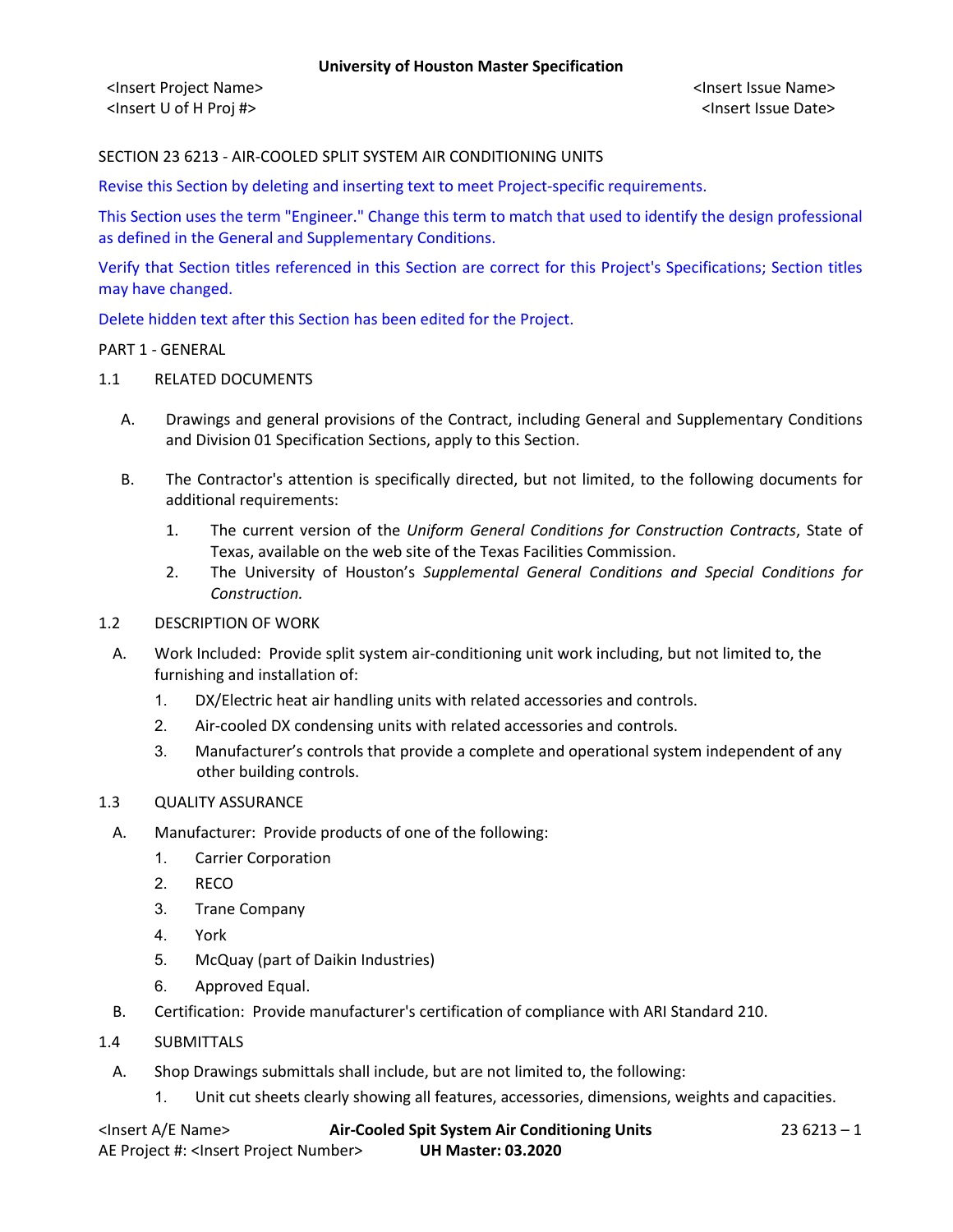SECTION 23 6213 - AIR-COOLED SPLIT SYSTEM AIR CONDITIONING UNITS

Revise this Section by deleting and inserting text to meet Project-specific requirements.

This Section uses the term "Engineer." Change this term to match that used to identify the design professional as defined in the General and Supplementary Conditions.

Verify that Section titles referenced in this Section are correct for this Project's Specifications; Section titles may have changed.

Delete hidden text after this Section has been edited for the Project.

PART 1 - GENERAL

1.1 RELATED DOCUMENTS

A. Drawings and general provisions of the Contract, including General and Supplementary Conditions and Division 01 Specification Sections, apply to this Section.

B. The Contractor's attention is specifically directed, but not limited, to the following documents for additional requirements:

1. The current version of the *Uniform General Conditions for Construction Contracts*, State of Texas, available on the web site of the Texas Facilities Commission.
2. The University of Houston's *Supplemental General Conditions and Special Conditions for Construction.*

1.2 DESCRIPTION OF WORK

A. Work Included: Provide split system air-conditioning unit work including, but not limited to, the furnishing and installation of:

1. DX/Electric heat air handling units with related accessories and controls.
2. Air-cooled DX condensing units with related accessories and controls.
3. Manufacturer's controls that provide a complete and operational system independent of any other building controls.

1.3 QUALITY ASSURANCE

A. Manufacturer: Provide products of one of the following:

1. Carrier Corporation
2. RECO
3. Trane Company
4. York
5. McQuay (part of Daikin Industries)
6. Approved Equal.

B. Certification: Provide manufacturer's certification of compliance with ARI Standard 210.

1.4 SUBMITTALS

A. Shop Drawings submittals shall include, but are not limited to, the following:

1. Unit cut sheets clearly showing all features, accessories, dimensions, weights and capacities.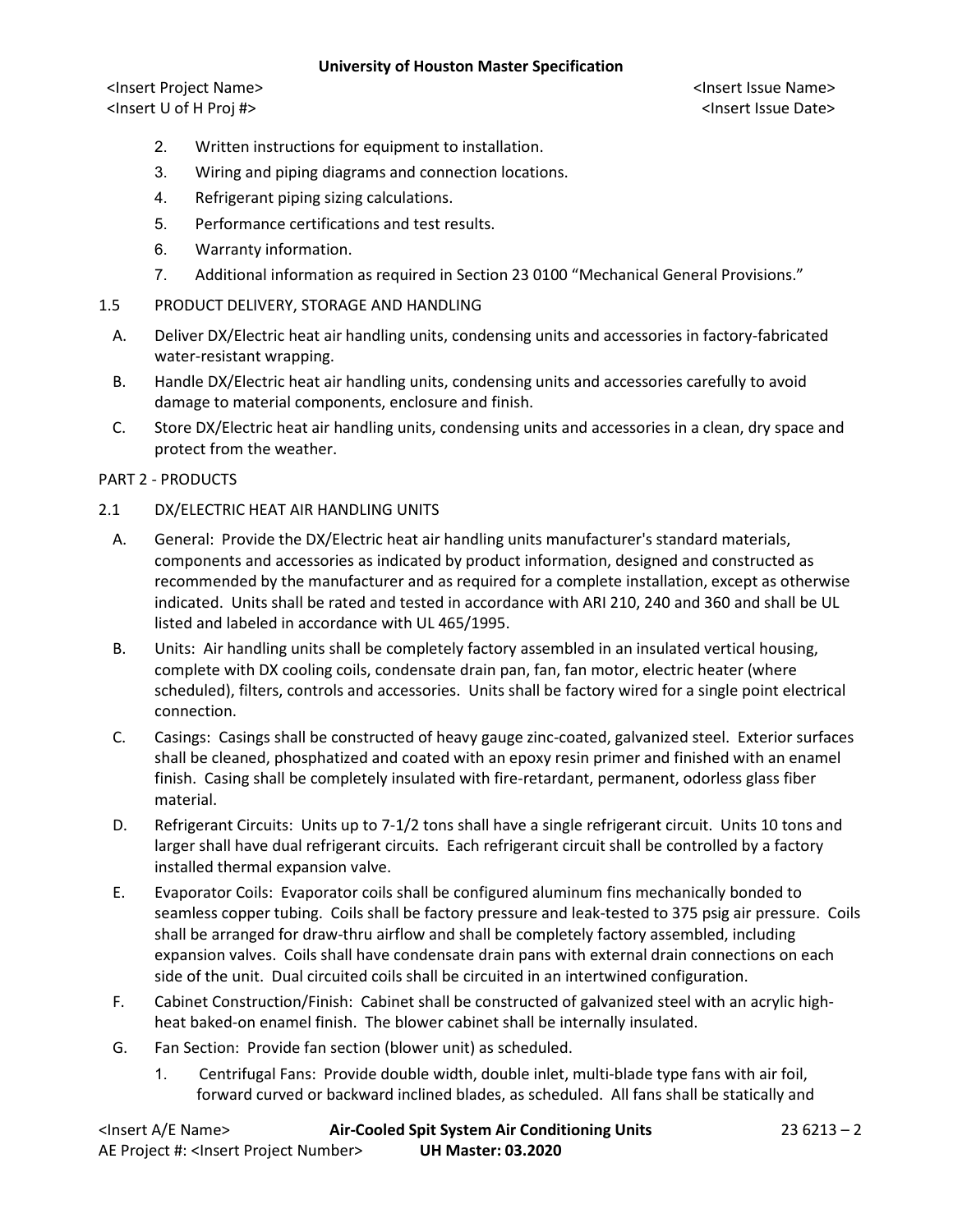2. Written instructions for equipment to installation.
3. Wiring and piping diagrams and connection locations.
4. Refrigerant piping sizing calculations.
5. Performance certifications and test results.
6. Warranty information.
7. Additional information as required in Section 23 0100 "Mechanical General Provisions."

1.5 PRODUCT DELIVERY, STORAGE AND HANDLING

A. Deliver DX/Electric heat air handling units, condensing units and accessories in factory-fabricated water-resistant wrapping.

B. Handle DX/Electric heat air handling units, condensing units and accessories carefully to avoid damage to material components, enclosure and finish.

C. Store DX/Electric heat air handling units, condensing units and accessories in a clean, dry space and protect from the weather.

PART 2 - PRODUCTS

2.1 DX/ELECTRIC HEAT AIR HANDLING UNITS

A. General: Provide the DX/Electric heat air handling units manufacturer's standard materials, components and accessories as indicated by product information, designed and constructed as recommended by the manufacturer and as required for a complete installation, except as otherwise indicated. Units shall be rated and tested in accordance with ARI 210, 240 and 360 and shall be UL listed and labeled in accordance with UL 465/1995.

B. Units: Air handling units shall be completely factory assembled in an insulated vertical housing, complete with DX cooling coils, condensate drain pan, fan, fan motor, electric heater (where scheduled), filters, controls and accessories. Units shall be factory wired for a single point electrical connection.

C. Casings: Casings shall be constructed of heavy gauge zinc-coated, galvanized steel. Exterior surfaces shall be cleaned, phosphatized and coated with an epoxy resin primer and finished with an enamel finish. Casing shall be completely insulated with fire-retardant, permanent, odorless glass fiber material.

D. Refrigerant Circuits: Units up to 7-1/2 tons shall have a single refrigerant circuit. Units 10 tons and larger shall have dual refrigerant circuits. Each refrigerant circuit shall be controlled by a factory installed thermal expansion valve.

E. Evaporator Coils: Evaporator coils shall be configured aluminum fins mechanically bonded to seamless copper tubing. Coils shall be factory pressure and leak-tested to 375 psig air pressure. Coils shall be arranged for draw-thru airflow and shall be completely factory assembled, including expansion valves. Coils shall have condensate drain pans with external drain connections on each side of the unit. Dual circuited coils shall be circuited in an intertwined configuration.

F. Cabinet Construction/Finish: Cabinet shall be constructed of galvanized steel with an acrylic high-heat baked-on enamel finish. The blower cabinet shall be internally insulated.

G. Fan Section: Provide fan section (blower unit) as scheduled.

1. Centrifugal Fans: Provide double width, double inlet, multi-blade type fans with air foil, forward curved or backward inclined blades, as scheduled. All fans shall be statically and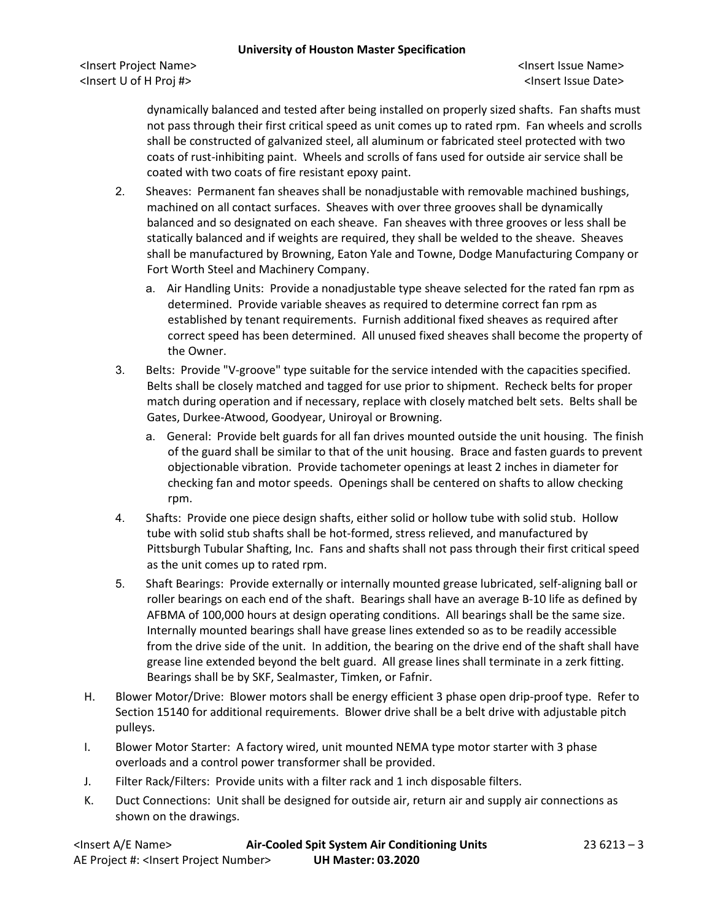dynamically balanced and tested after being installed on properly sized shafts. Fan shafts must not pass through their first critical speed as unit comes up to rated rpm. Fan wheels and scrolls shall be constructed of galvanized steel, all aluminum or fabricated steel protected with two coats of rust-inhibiting paint. Wheels and scrolls of fans used for outside air service shall be coated with two coats of fire resistant epoxy paint.

2. Sheaves: Permanent fan sheaves shall be nonadjustable with removable machined bushings, machined on all contact surfaces. Sheaves with over three grooves shall be dynamically balanced and so designated on each sheave. Fan sheaves with three grooves or less shall be statically balanced and if weights are required, they shall be welded to the sheave. Sheaves shall be manufactured by Browning, Eaton Yale and Towne, Dodge Manufacturing Company or Fort Worth Steel and Machinery Company.
   - a. Air Handling Units: Provide a nonadjustable type sheave selected for the rated fan rpm as determined. Provide variable sheaves as required to determine correct fan rpm as established by tenant requirements. Furnish additional fixed sheaves as required after correct speed has been determined. All unused fixed sheaves shall become the property of the Owner.
3. Belts: Provide "V-groove" type suitable for the service intended with the capacities specified. Belts shall be closely matched and tagged for use prior to shipment. Recheck belts for proper match during operation and if necessary, replace with closely matched belt sets. Belts shall be Gates, Durkee-Atwood, Goodyear, Uniroyal or Browning.
   - a. General: Provide belt guards for all fan drives mounted outside the unit housing. The finish of the guard shall be similar to that of the unit housing. Brace and fasten guards to prevent objectionable vibration. Provide tachometer openings at least 2 inches in diameter for checking fan and motor speeds. Openings shall be centered on shafts to allow checking rpm.
4. Shafts: Provide one piece design shafts, either solid or hollow tube with solid stub. Hollow tube with solid stub shafts shall be hot-formed, stress relieved, and manufactured by Pittsburgh Tubular Shafting, Inc. Fans and shafts shall not pass through their first critical speed as the unit comes up to rated rpm.
5. Shaft Bearings: Provide externally or internally mounted grease lubricated, self-aligning ball or roller bearings on each end of the shaft. Bearings shall have an average B-10 life as defined by AFBMA of 100,000 hours at design operating conditions. All bearings shall be the same size. Internally mounted bearings shall have grease lines extended so as to be readily accessible from the drive side of the unit. In addition, the bearing on the drive end of the shaft shall have grease line extended beyond the belt guard. All grease lines shall terminate in a zerk fitting. Bearings shall be by SKF, Sealmaster, Timken, or Fafnir.

H. Blower Motor/Drive: Blower motors shall be energy efficient 3 phase open drip-proof type. Refer to Section 15140 for additional requirements. Blower drive shall be a belt drive with adjustable pitch pulleys.

I. Blower Motor Starter: A factory wired, unit mounted NEMA type motor starter with 3 phase overloads and a control power transformer shall be provided.

J. Filter Rack/Filters: Provide units with a filter rack and 1 inch disposable filters.

K. Duct Connections: Unit shall be designed for outside air, return air and supply air connections as shown on the drawings.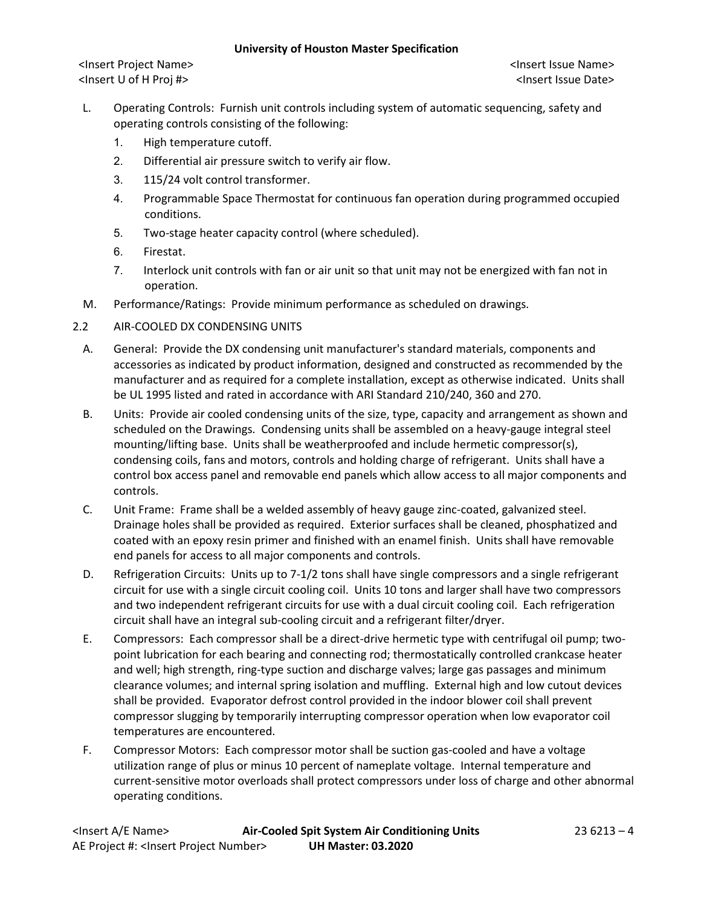L. Operating Controls: Furnish unit controls including system of automatic sequencing, safety and operating controls consisting of the following:

   1. High temperature cutoff.
   2. Differential air pressure switch to verify air flow.
   3. 115/24 volt control transformer.
   4. Programmable Space Thermostat for continuous fan operation during programmed occupied conditions.
   5. Two-stage heater capacity control (where scheduled).
   6. Firestat.
   7. Interlock unit controls with fan or air unit so that unit may not be energized with fan not in operation.

M. Performance/Ratings: Provide minimum performance as scheduled on drawings.

## 2.2 AIR-COOLED DX CONDENSING UNITS

A. General: Provide the DX condensing unit manufacturer's standard materials, components and accessories as indicated by product information, designed and constructed as recommended by the manufacturer and as required for a complete installation, except as otherwise indicated. Units shall be UL 1995 listed and rated in accordance with ARI Standard 210/240, 360 and 270.

B. Units: Provide air cooled condensing units of the size, type, capacity and arrangement as shown and scheduled on the Drawings. Condensing units shall be assembled on a heavy-gauge integral steel mounting/lifting base. Units shall be weatherproofed and include hermetic compressor(s), condensing coils, fans and motors, controls and holding charge of refrigerant. Units shall have a control box access panel and removable end panels which allow access to all major components and controls.

C. Unit Frame: Frame shall be a welded assembly of heavy gauge zinc-coated, galvanized steel. Drainage holes shall be provided as required. Exterior surfaces shall be cleaned, phosphatized and coated with an epoxy resin primer and finished with an enamel finish. Units shall have removable end panels for access to all major components and controls.

D. Refrigeration Circuits: Units up to 7-1/2 tons shall have single compressors and a single refrigerant circuit for use with a single circuit cooling coil. Units 10 tons and larger shall have two compressors and two independent refrigerant circuits for use with a dual circuit cooling coil. Each refrigeration circuit shall have an integral sub-cooling circuit and a refrigerant filter/dryer.

E. Compressors: Each compressor shall be a direct-drive hermetic type with centrifugal oil pump; two-point lubrication for each bearing and connecting rod; thermostatically controlled crankcase heater and well; high strength, ring-type suction and discharge valves; large gas passages and minimum clearance volumes; and internal spring isolation and muffling. External high and low cutout devices shall be provided. Evaporator defrost control provided in the indoor blower coil shall prevent compressor slugging by temporarily interrupting compressor operation when low evaporator coil temperatures are encountered.

F. Compressor Motors: Each compressor motor shall be suction gas-cooled and have a voltage utilization range of plus or minus 10 percent of nameplate voltage. Internal temperature and current-sensitive motor overloads shall protect compressors under loss of charge and other abnormal operating conditions.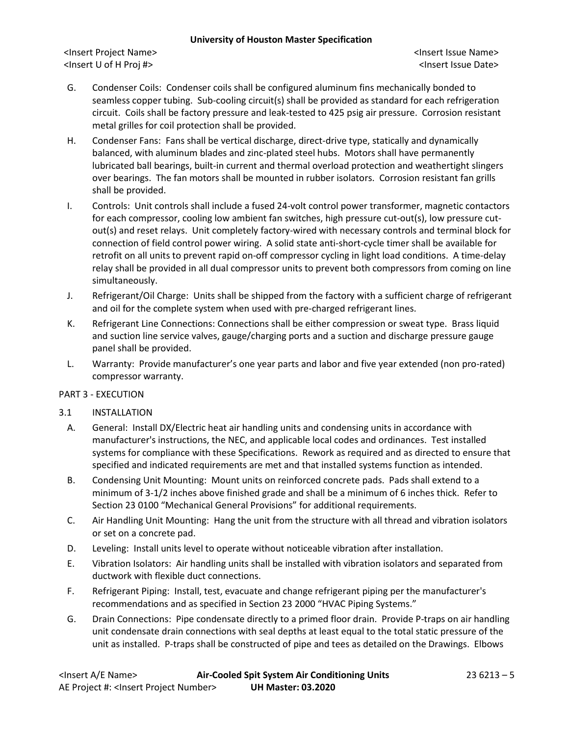G. Condenser Coils: Condenser coils shall be configured aluminum fins mechanically bonded to seamless copper tubing. Sub-cooling circuit(s) shall be provided as standard for each refrigeration circuit. Coils shall be factory pressure and leak-tested to 425 psig air pressure. Corrosion resistant metal grilles for coil protection shall be provided.

H. Condenser Fans: Fans shall be vertical discharge, direct-drive type, statically and dynamically balanced, with aluminum blades and zinc-plated steel hubs. Motors shall have permanently lubricated ball bearings, built-in current and thermal overload protection and weathertight slingers over bearings. The fan motors shall be mounted in rubber isolators. Corrosion resistant fan grills shall be provided.

I. Controls: Unit controls shall include a fused 24-volt control power transformer, magnetic contactors for each compressor, cooling low ambient fan switches, high pressure cut-out(s), low pressure cut-out(s) and reset relays. Unit completely factory-wired with necessary controls and terminal block for connection of field control power wiring. A solid state anti-short-cycle timer shall be available for retrofit on all units to prevent rapid on-off compressor cycling in light load conditions. A time-delay relay shall be provided in all dual compressor units to prevent both compressors from coming on line simultaneously.

J. Refrigerant/Oil Charge: Units shall be shipped from the factory with a sufficient charge of refrigerant and oil for the complete system when used with pre-charged refrigerant lines.

K. Refrigerant Line Connections: Connections shall be either compression or sweat type. Brass liquid and suction line service valves, gauge/charging ports and a suction and discharge pressure gauge panel shall be provided.

L. Warranty: Provide manufacturer's one year parts and labor and five year extended (non pro-rated) compressor warranty.

## PART 3 - EXECUTION

### 3.1 INSTALLATION

A. General: Install DX/Electric heat air handling units and condensing units in accordance with manufacturer's instructions, the NEC, and applicable local codes and ordinances. Test installed systems for compliance with these Specifications. Rework as required and as directed to ensure that specified and indicated requirements are met and that installed systems function as intended.

B. Condensing Unit Mounting: Mount units on reinforced concrete pads. Pads shall extend to a minimum of 3-1/2 inches above finished grade and shall be a minimum of 6 inches thick. Refer to Section 23 0100 "Mechanical General Provisions" for additional requirements.

C. Air Handling Unit Mounting: Hang the unit from the structure with all thread and vibration isolators or set on a concrete pad.

D. Leveling: Install units level to operate without noticeable vibration after installation.

E. Vibration Isolators: Air handling units shall be installed with vibration isolators and separated from ductwork with flexible duct connections.

F. Refrigerant Piping: Install, test, evacuate and change refrigerant piping per the manufacturer's recommendations and as specified in Section 23 2000 "HVAC Piping Systems."

G. Drain Connections: Pipe condensate directly to a primed floor drain. Provide P-traps on air handling unit condensate drain connections with seal depths at least equal to the total static pressure of the unit as installed. P-traps shall be constructed of pipe and tees as detailed on the Drawings. Elbows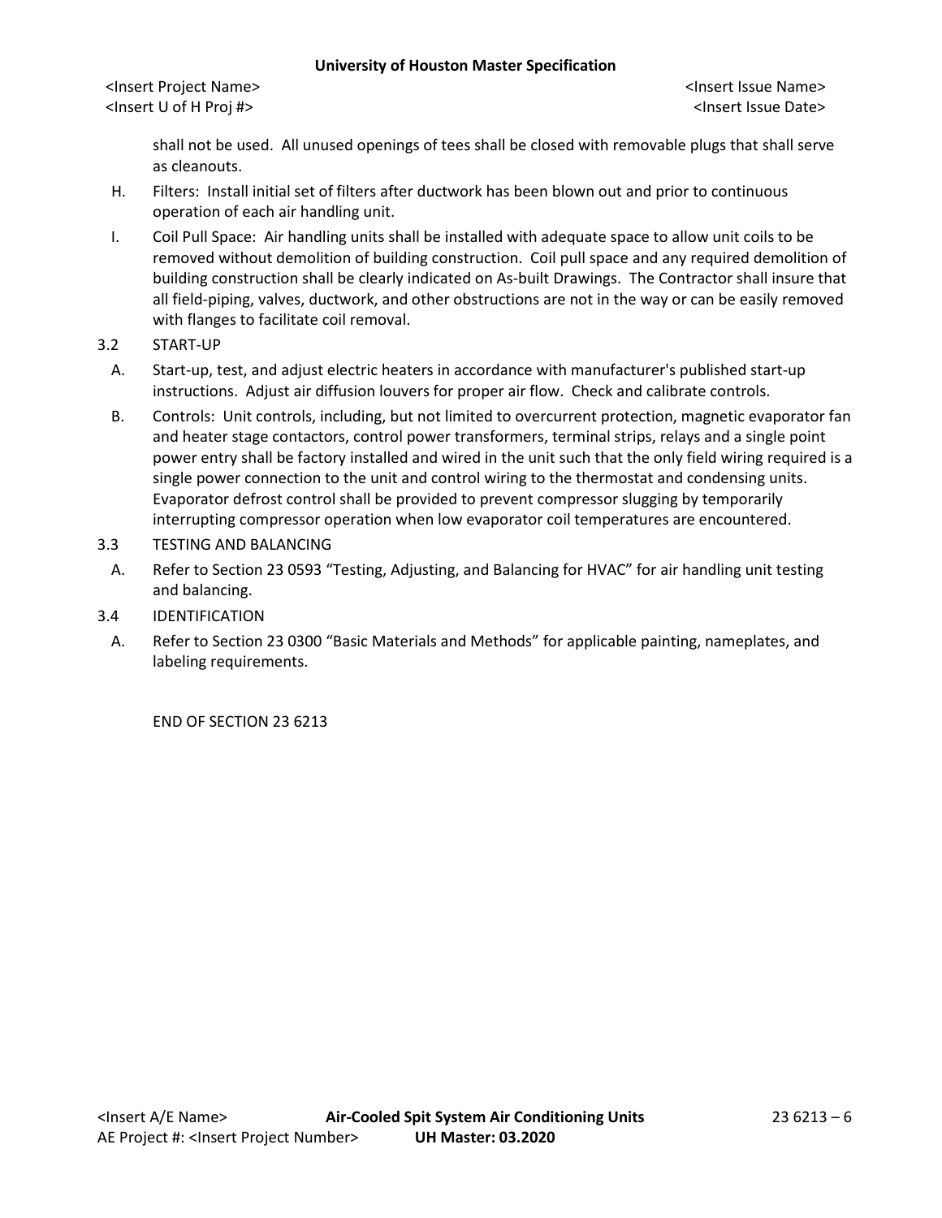shall not be used. All unused openings of tees shall be closed with removable plugs that shall serve as cleanouts.

H. Filters: Install initial set of filters after ductwork has been blown out and prior to continuous operation of each air handling unit.

I. Coil Pull Space: Air handling units shall be installed with adequate space to allow unit coils to be removed without demolition of building construction. Coil pull space and any required demolition of building construction shall be clearly indicated on As-built Drawings. The Contractor shall insure that all field-piping, valves, ductwork, and other obstructions are not in the way or can be easily removed with flanges to facilitate coil removal.

3.2 START-UP

A. Start-up, test, and adjust electric heaters in accordance with manufacturer's published start-up instructions. Adjust air diffusion louvers for proper air flow. Check and calibrate controls.

B. Controls: Unit controls, including, but not limited to overcurrent protection, magnetic evaporator fan and heater stage contactors, control power transformers, terminal strips, relays and a single point power entry shall be factory installed and wired in the unit such that the only field wiring required is a single power connection to the unit and control wiring to the thermostat and condensing units. Evaporator defrost control shall be provided to prevent compressor slugging by temporarily interrupting compressor operation when low evaporator coil temperatures are encountered.

3.3 TESTING AND BALANCING

A. Refer to Section 23 0593 "Testing, Adjusting, and Balancing for HVAC" for air handling unit testing and balancing.

3.4 IDENTIFICATION

A. Refer to Section 23 0300 "Basic Materials and Methods" for applicable painting, nameplates, and labeling requirements.

END OF SECTION 23 6213